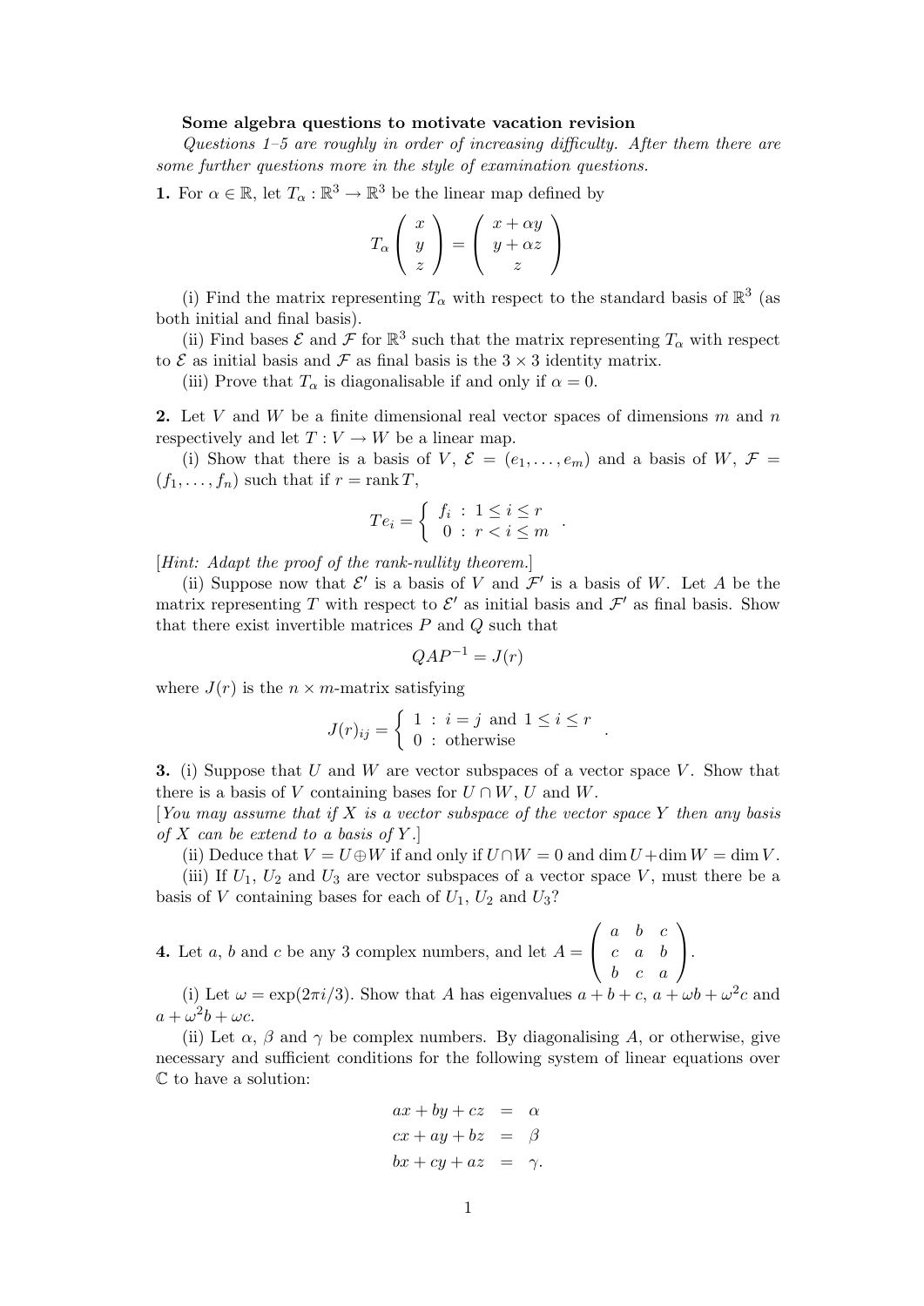**Some algebra questions to motivate vacation revision**

*Questions 1–5 are roughly in order of increasing difficulty. After them there are some further questions more in the style of examination questions.*

**1.** For $\alpha \in \mathbb{R}$, let $T_\alpha : \mathbb{R}^3 \to \mathbb{R}^3$ be the linear map defined by

$$T_\alpha \begin{pmatrix} x \\ y \\ z \end{pmatrix} = \begin{pmatrix} x + \alpha y \\ y + \alpha z \\ z \end{pmatrix}$$

(i) Find the matrix representing $T_\alpha$ with respect to the standard basis of $\mathbb{R}^3$ (as both initial and final basis).

(ii) Find bases $\mathcal{E}$ and $\mathcal{F}$ for $\mathbb{R}^3$ such that the matrix representing $T_\alpha$ with respect to $\mathcal{E}$ as initial basis and $\mathcal{F}$ as final basis is the $3 \times 3$ identity matrix.

(iii) Prove that $T_\alpha$ is diagonalisable if and only if $\alpha = 0$.

**2.** Let $V$ and $W$ be a finite dimensional real vector spaces of dimensions $m$ and $n$ respectively and let $T : V \to W$ be a linear map.

(i) Show that there is a basis of $V$, $\mathcal{E} = (e_1, \ldots, e_m)$ and a basis of $W$, $\mathcal{F} = (f_1, \ldots, f_n)$ such that if $r = \operatorname{rank} T$,

$$Te_i = \begin{cases} f_i & : 1 \le i \le r \\ 0 & : r < i \le m \end{cases}.$$

[*Hint: Adapt the proof of the rank-nullity theorem.*]

(ii) Suppose now that $\mathcal{E}'$ is a basis of $V$ and $\mathcal{F}'$ is a basis of $W$. Let $A$ be the matrix representing $T$ with respect to $\mathcal{E}'$ as initial basis and $\mathcal{F}'$ as final basis. Show that there exist invertible matrices $P$ and $Q$ such that

$$QAP^{-1} = J(r)$$

where $J(r)$ is the $n \times m$-matrix satisfying

$$J(r)_{ij} = \begin{cases} 1 & : i = j \text{ and } 1 \le i \le r \\ 0 & : \text{otherwise} \end{cases}.$$

**3.** (i) Suppose that $U$ and $W$ are vector subspaces of a vector space $V$. Show that there is a basis of $V$ containing bases for $U \cap W$, $U$ and $W$.

[*You may assume that if $X$ is a vector subspace of the vector space $Y$ then any basis of $X$ can be extend to a basis of $Y$.*]

(ii) Deduce that $V = U \oplus W$ if and only if $U \cap W = 0$ and $\dim U + \dim W = \dim V$.

(iii) If $U_1$, $U_2$ and $U_3$ are vector subspaces of a vector space $V$, must there be a basis of $V$ containing bases for each of $U_1$, $U_2$ and $U_3$?

**4.** Let $a$, $b$ and $c$ be any 3 complex numbers, and let $A = \begin{pmatrix} a & b & c \\ c & a & b \\ b & c & a \end{pmatrix}$.

(i) Let $\omega = \exp(2\pi i/3)$. Show that $A$ has eigenvalues $a + b + c$, $a + \omega b + \omega^2 c$ and $a + \omega^2 b + \omega c$.

(ii) Let $\alpha$, $\beta$ and $\gamma$ be complex numbers. By diagonalising $A$, or otherwise, give necessary and sufficient conditions for the following system of linear equations over $\mathbb{C}$ to have a solution:

$$\begin{aligned} ax + by + cz &= \alpha \\ cx + ay + bz &= \beta \\ bx + cy + az &= \gamma. \end{aligned}$$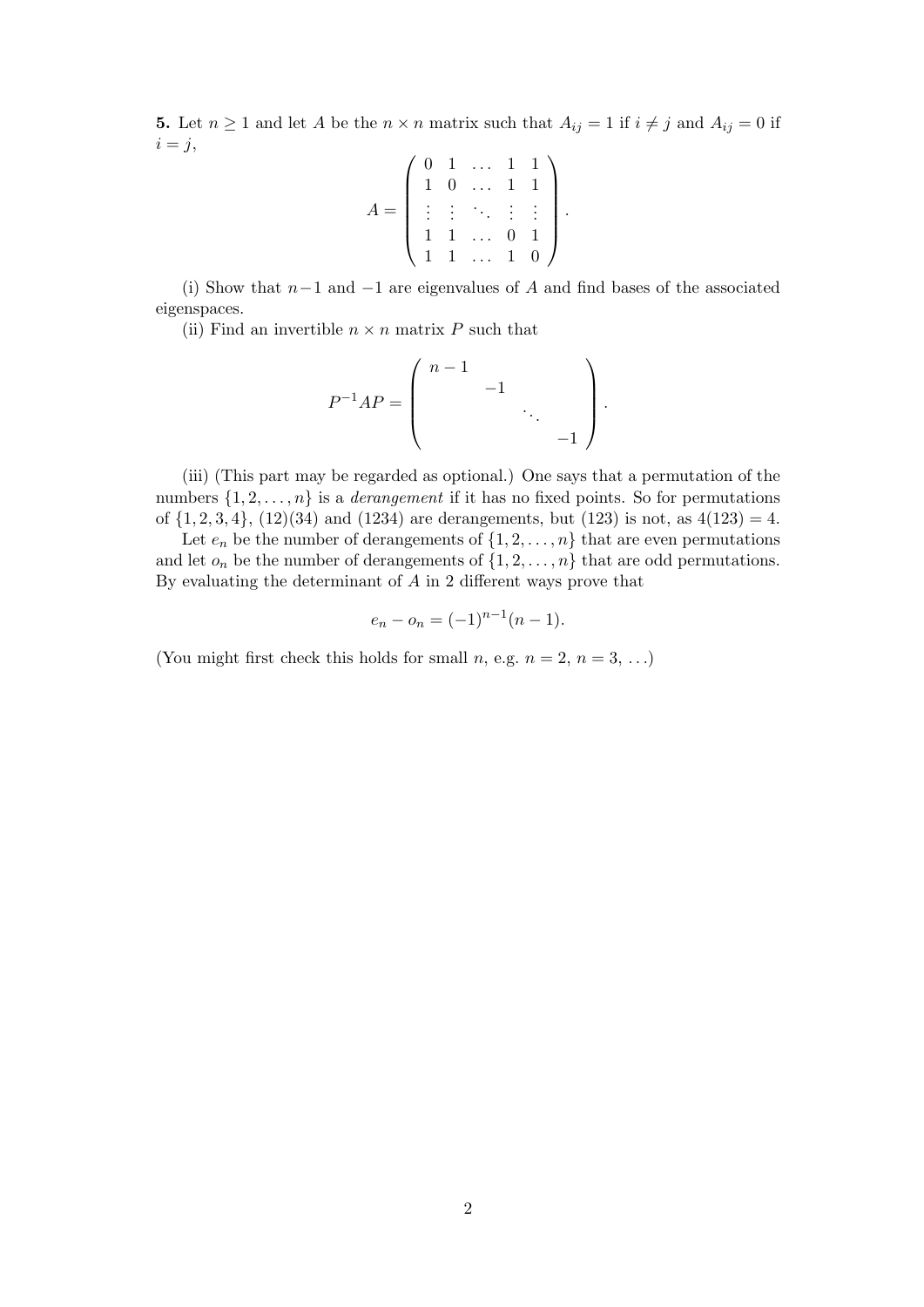**5.** Let $n \geq 1$ and let $A$ be the $n \times n$ matrix such that $A_{ij} = 1$ if $i \neq j$ and $A_{ij} = 0$ if $i = j$,

$$A = \begin{pmatrix} 0 & 1 & \dots & 1 & 1 \\ 1 & 0 & \dots & 1 & 1 \\ \vdots & \vdots & \ddots & \vdots & \vdots \\ 1 & 1 & \dots & 0 & 1 \\ 1 & 1 & \dots & 1 & 0 \end{pmatrix}.$$

(i) Show that $n-1$ and $-1$ are eigenvalues of $A$ and find bases of the associated eigenspaces.

(ii) Find an invertible $n \times n$ matrix $P$ such that

$$P^{-1}AP = \begin{pmatrix} n-1 & & & \\ & -1 & & \\ & & \ddots & \\ & & & -1 \end{pmatrix}.$$

(iii) (This part may be regarded as optional.) One says that a permutation of the numbers $\{1, 2, \dots, n\}$ is a *derangement* if it has no fixed points. So for permutations of $\{1, 2, 3, 4\}$, $(12)(34)$ and $(1234)$ are derangements, but $(123)$ is not, as $4(123) = 4$.

Let $e_n$ be the number of derangements of $\{1, 2, \dots, n\}$ that are even permutations and let $o_n$ be the number of derangements of $\{1, 2, \dots, n\}$ that are odd permutations. By evaluating the determinant of $A$ in 2 different ways prove that

$$e_n - o_n = (-1)^{n-1}(n-1).$$

(You might first check this holds for small $n$, e.g. $n = 2$, $n = 3$, ...)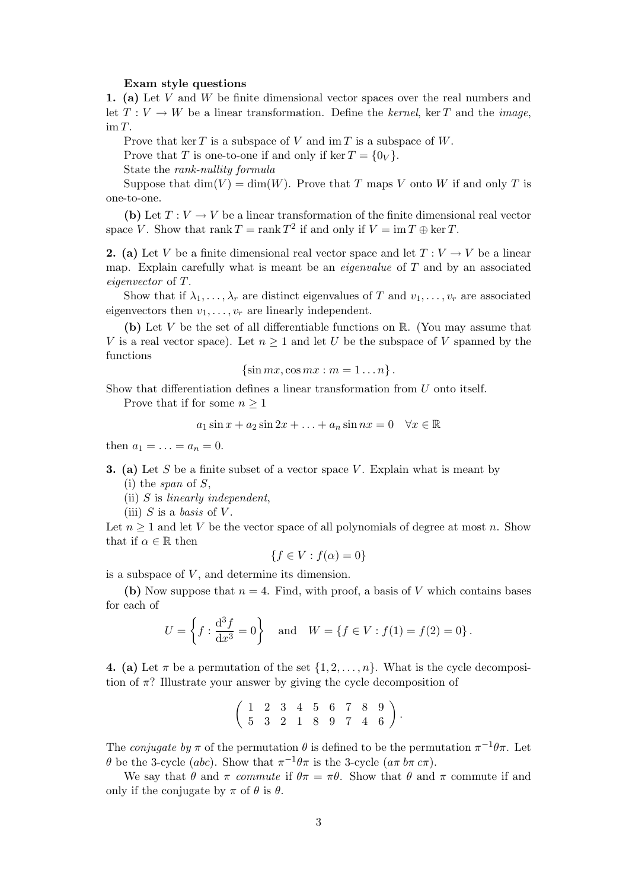**Exam style questions**

**1. (a)** Let $V$ and $W$ be finite dimensional vector spaces over the real numbers and let $T : V \to W$ be a linear transformation. Define the *kernel*, $\ker T$ and the *image*, $\operatorname{im} T$.

Prove that $\ker T$ is a subspace of $V$ and $\operatorname{im} T$ is a subspace of $W$.

Prove that $T$ is one-to-one if and only if $\ker T = \{0_V\}$.

State the *rank-nullity formula*

Suppose that $\dim(V) = \dim(W)$. Prove that $T$ maps $V$ onto $W$ if and only $T$ is one-to-one.

**(b)** Let $T : V \to V$ be a linear transformation of the finite dimensional real vector space $V$. Show that $\operatorname{rank} T = \operatorname{rank} T^2$ if and only if $V = \operatorname{im} T \oplus \ker T$.

**2. (a)** Let $V$ be a finite dimensional real vector space and let $T : V \to V$ be a linear map. Explain carefully what is meant be an *eigenvalue* of $T$ and by an associated *eigenvector* of $T$.

Show that if $\lambda_1, \ldots, \lambda_r$ are distinct eigenvalues of $T$ and $v_1, \ldots, v_r$ are associated eigenvectors then $v_1, \ldots, v_r$ are linearly independent.

**(b)** Let $V$ be the set of all differentiable functions on $\mathbb{R}$. (You may assume that $V$ is a real vector space). Let $n \geq 1$ and let $U$ be the subspace of $V$ spanned by the functions

$$\{\sin mx, \cos mx : m = 1 \ldots n\}.$$

Show that differentiation defines a linear transformation from $U$ onto itself.

Prove that if for some $n \geq 1$

$$a_1 \sin x + a_2 \sin 2x + \ldots + a_n \sin nx = 0 \quad \forall x \in \mathbb{R}$$

then $a_1 = \ldots = a_n = 0$.

**3. (a)** Let $S$ be a finite subset of a vector space $V$. Explain what is meant by

(i) the *span* of $S$,

(ii) $S$ is *linearly independent*,

(iii) $S$ is a *basis* of $V$.

Let $n \geq 1$ and let $V$ be the vector space of all polynomials of degree at most $n$. Show that if $\alpha \in \mathbb{R}$ then

$$\{f \in V : f(\alpha) = 0\}$$

is a subspace of $V$, and determine its dimension.

**(b)** Now suppose that $n = 4$. Find, with proof, a basis of $V$ which contains bases for each of

$$U = \left\{ f : \frac{\mathrm{d}^3 f}{\mathrm{d}x^3} = 0 \right\} \quad \text{and} \quad W = \{f \in V : f(1) = f(2) = 0\}.$$

**4. (a)** Let $\pi$ be a permutation of the set $\{1, 2, \ldots, n\}$. What is the cycle decomposition of $\pi$? Illustrate your answer by giving the cycle decomposition of

$$\begin{pmatrix} 1 & 2 & 3 & 4 & 5 & 6 & 7 & 8 & 9 \\ 5 & 3 & 2 & 1 & 8 & 9 & 7 & 4 & 6 \end{pmatrix}.$$

The *conjugate by* $\pi$ of the permutation $\theta$ is defined to be the permutation $\pi^{-1}\theta\pi$. Let $\theta$ be the 3-cycle $(abc)$. Show that $\pi^{-1}\theta\pi$ is the 3-cycle $(a\pi\; b\pi\; c\pi)$.

We say that $\theta$ and $\pi$ *commute* if $\theta\pi = \pi\theta$. Show that $\theta$ and $\pi$ commute if and only if the conjugate by $\pi$ of $\theta$ is $\theta$.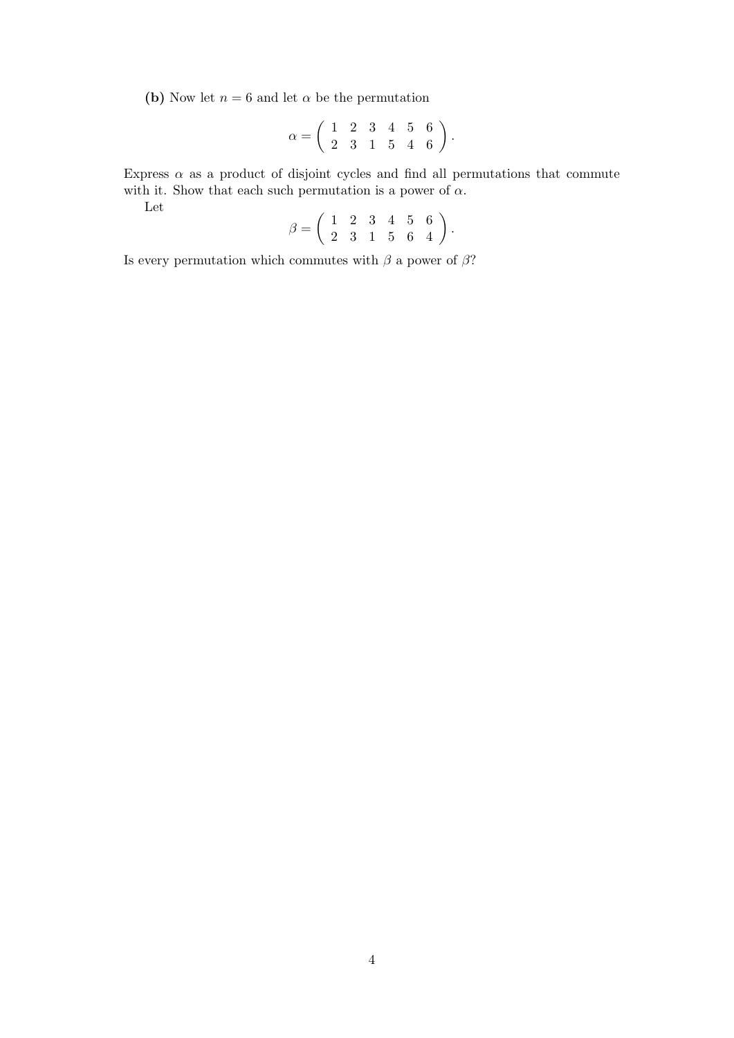**(b)** Now let $n = 6$ and let $\alpha$ be the permutation

$$\alpha = \begin{pmatrix} 1 & 2 & 3 & 4 & 5 & 6 \\ 2 & 3 & 1 & 5 & 4 & 6 \end{pmatrix}.$$

Express $\alpha$ as a product of disjoint cycles and find all permutations that commute with it. Show that each such permutation is a power of $\alpha$.

Let

$$\beta = \begin{pmatrix} 1 & 2 & 3 & 4 & 5 & 6 \\ 2 & 3 & 1 & 5 & 6 & 4 \end{pmatrix}.$$

Is every permutation which commutes with $\beta$ a power of $\beta$?